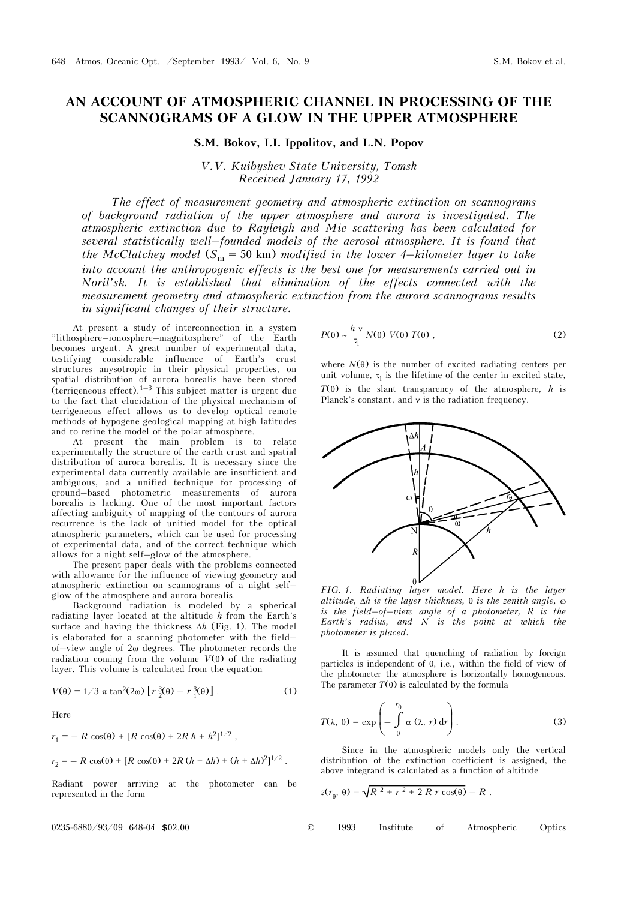# AN ACCOUNT OF ATMOSPHERIC CHANNEL IN PROCESSING OF THE SCANNOGRAMS OF A GLOW IN THE UPPER ATMOSPHERE

**S.M. Bokov, I.I. Ippolitov, and L.N. Popov**

*V.V. Kuibyshev State University, Tomsk*
*Received January 17, 1992*

*The effect of measurement geometry and atmospheric extinction on scannograms of background radiation of the upper atmosphere and aurora is investigated. The atmospheric extinction due to Rayleigh and Mie scattering has been calculated for several statistically well–founded models of the aerosol atmosphere. It is found that the McClatchey model ($S_m$ = 50 km) modified in the lower 4–kilometer layer to take into account the anthropogenic effects is the best one for measurements carried out in Noril'sk. It is established that elimination of the effects connected with the measurement geometry and atmospheric extinction from the aurora scannograms results in significant changes of their structure.*

At present a study of interconnection in a system "lithosphere–ionosphere–magnitosphere" of the Earth becomes urgent. A great number of experimental data, testifying considerable influence of Earth's crust structures anysotropic in their physical properties, on spatial distribution of aurora borealis have been stored (terrigeneous effect).[1–3] This subject matter is urgent due to the fact that elucidation of the physical mechanism of terrigeneous effect allows us to develop optical remote methods of hypogene geological mapping at high latitudes and to refine the model of the polar atmosphere.

At present the main problem is to relate experimentally the structure of the earth crust and spatial distribution of aurora borealis. It is necessary since the experimental data currently available are insufficient and ambiguous, and a unified technique for processing of ground–based photometric measurements of aurora borealis is lacking. One of the most important factors affecting ambiguity of mapping of the contours of aurora recurrence is the lack of unified model for the optical atmospheric parameters, which can be used for processing of experimental data, and of the correct technique which allows for a night self–glow of the atmosphere.

The present paper deals with the problems connected with allowance for the influence of viewing geometry and atmospheric extinction on scannograms of a night self–glow of the atmosphere and aurora borealis.

Background radiation is modeled by a spherical radiating layer located at the altitude $h$ from the Earth's surface and having the thickness $\Delta h$ (Fig. 1). The model is elaborated for a scanning photometer with the field–of–view angle of $2\omega$ degrees. The photometer records the radiation coming from the volume $V(\theta)$ of the radiating layer. This volume is calculated from the equation

$$V(\theta) = 1/3\ \pi \tan^2(2\omega) \left[ r_2^3(\theta) - r_1^3(\theta) \right] . \tag{1}$$

Here

$r_1 = -R\cos(\theta) + [R\cos(\theta) + 2R\,h + h^2]^{1/2}$ ,

$r_2 = -R\cos(\theta) + [R\cos(\theta) + 2R\,(h + \Delta h) + (h + \Delta h)^2]^{1/2}$ .

Radiant power arriving at the photometer can be represented in the form

$$P(\theta) \sim \frac{h\,\nu}{\tau_1} N(\theta)\, V(\theta)\, T(\theta) , \tag{2}$$

where $N(\theta)$ is the number of excited radiating centers per unit volume, $\tau_1$ is the lifetime of the center in excited state, $T(\theta)$ is the slant transparency of the atmosphere, $h$ is Planck's constant, and $\nu$ is the radiation frequency.

*FIG. 1. Radiating layer model. Here h is the layer altitude, Δh is the layer thickness, θ is the zenith angle, ω is the field–of–view angle of a photometer, R is the Earth's radius, and N is the point at which the photometer is placed.*

It is assumed that quenching of radiation by foreign particles is independent of θ, i.e., within the field of view of the photometer the atmosphere is horizontally homogeneous. The parameter $T(\theta)$ is calculated by the formula

$$T(\lambda, \theta) = \exp\left( -\int_0^{r_\theta} \alpha\,(\lambda, r)\,\mathrm{d}r \right) . \tag{3}$$

Since in the atmospheric models only the vertical distribution of the extinction coefficient is assigned, the above integrand is calculated as a function of altitude

$$z(r_\theta, \theta) = \sqrt{R^2 + r^2 + 2\,R\,r\cos(\theta)} - R .$$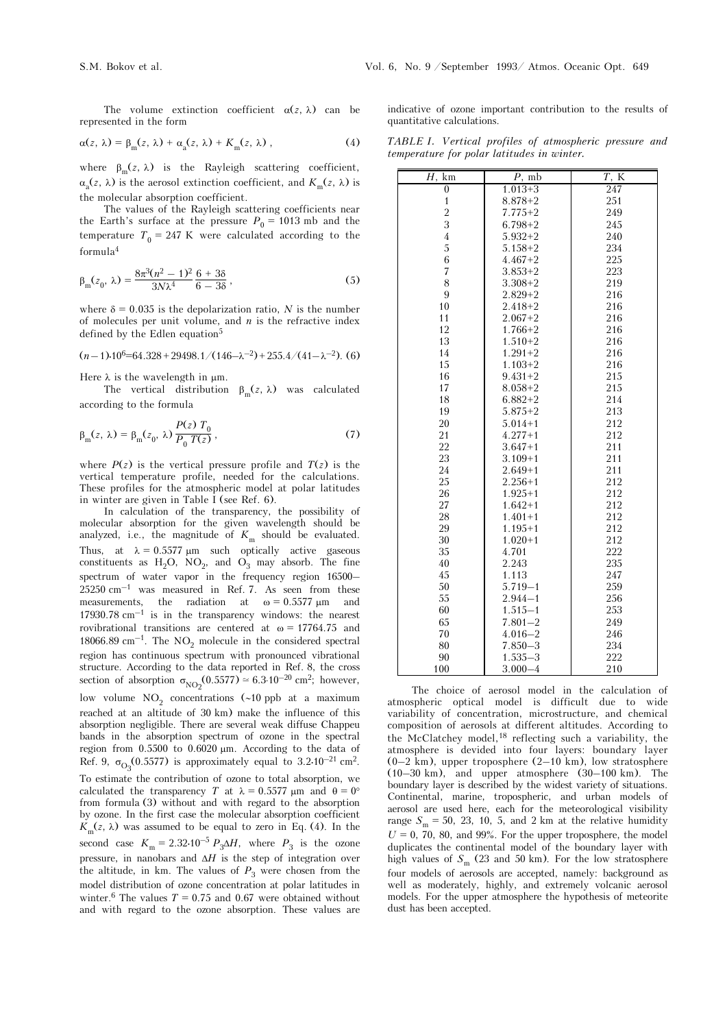The volume extinction coefficient $\alpha(z, \lambda)$ can be represented in the form

$$\alpha(z, \lambda) = \beta_m(z, \lambda) + \alpha_a(z, \lambda) + K_m(z, \lambda)\,, \tag{4}$$

where $\beta_m(z, \lambda)$ is the Rayleigh scattering coefficient, $\alpha_a(z, \lambda)$ is the aerosol extinction coefficient, and $K_m(z, \lambda)$ is the molecular absorption coefficient.

The values of the Rayleigh scattering coefficients near the Earth's surface at the pressure $P_0 = 1013$ mb and the temperature $T_0 = 247$ K were calculated according to the formula[4]

$$\beta_m(z_0, \lambda) = \frac{8\pi^3(n^2 - 1)^2}{3N\lambda^4}\,\frac{6 + 3\delta}{6 - 3\delta}\,, \tag{5}$$

where $\delta = 0.035$ is the depolarization ratio, $N$ is the number of molecules per unit volume, and $n$ is the refractive index defined by the Edlen equation[5]

$$(n - 1)\cdot 10^6 = 64.328 + 29498.1/(146 - \lambda^{-2}) + 255.4/(41 - \lambda^{-2}). \tag{6}$$

Here $\lambda$ is the wavelength in μm.

The vertical distribution $\beta_m(z, \lambda)$ was calculated according to the formula

$$\beta_m(z, \lambda) = \beta_m(z_0, \lambda)\,\frac{P(z)\,T_0}{P_0\,T(z)}\,, \tag{7}$$

where $P(z)$ is the vertical pressure profile and $T(z)$ is the vertical temperature profile, needed for the calculations. These profiles for the atmospheric model at polar latitudes in winter are given in Table I (see Ref. 6).

In calculation of the transparency, the possibility of molecular absorption for the given wavelength should be analyzed, i.e., the magnitude of $K_m$ should be evaluated. Thus, at $\lambda = 0.5577$ μm such optically active gaseous constituents as $H_2O$, $NO_2$, and $O_3$ may absorb. The fine spectrum of water vapor in the frequency region 16500–25250 cm$^{-1}$ was measured in Ref. 7. As seen from these measurements, the radiation at $\omega = 0.5577$ μm and 17930.78 cm$^{-1}$ is in the transparency windows: the nearest rovibrational transitions are centered at $\omega = 17764.75$ and 18066.89 cm$^{-1}$. The $NO_2$ molecule in the considered spectral region has continuous spectrum with pronounced vibrational structure. According to the data reported in Ref. 8, the cross section of absorption $\sigma_{NO_2}(0.5577) \simeq 6.3\cdot 10^{-20}$ cm$^2$; however, low volume $NO_2$ concentrations (~10 ppb at a maximum reached at an altitude of 30 km) make the influence of this absorption negligible. There are several weak diffuse Chappeu bands in the absorption spectrum of ozone in the spectral region from 0.5500 to 0.6020 μm. According to the data of Ref. 9, $\sigma_{O_3}(0.5577)$ is approximately equal to $3.2\cdot 10^{-21}$ cm$^2$. To estimate the contribution of ozone to total absorption, we calculated the transparency $T$ at $\lambda = 0.5577$ μm and $\theta = 0°$ from formula (3) without and with regard to the absorption by ozone. In the first case the molecular absorption coefficient $K_m(z, \lambda)$ was assumed to be equal to zero in Eq. (4). In the second case $K_m = 2.32\cdot 10^{-5}\,P_3\Delta H$, where $P_3$ is the ozone pressure, in nanobars and $\Delta H$ is the step of integration over the altitude, in km. The values of $P_3$ were chosen from the model distribution of ozone concentration at polar latitudes in winter.[6] The values $T = 0.75$ and 0.67 were obtained without and with regard to the ozone absorption. These values are indicative of ozone important contribution to the results of quantitative calculations.

*TABLE I. Vertical profiles of atmospheric pressure and temperature for polar latitudes in winter.*

| $H$, km | $P$, mb | $T$, K |
|---|---|---|
| 0 | 1.013+3 | 247 |
| 1 | 8.878+2 | 251 |
| 2 | 7.775+2 | 249 |
| 3 | 6.798+2 | 245 |
| 4 | 5.932+2 | 240 |
| 5 | 5.158+2 | 234 |
| 6 | 4.467+2 | 225 |
| 7 | 3.853+2 | 223 |
| 8 | 3.308+2 | 219 |
| 9 | 2.829+2 | 216 |
| 10 | 2.418+2 | 216 |
| 11 | 2.067+2 | 216 |
| 12 | 1.766+2 | 216 |
| 13 | 1.510+2 | 216 |
| 14 | 1.291+2 | 216 |
| 15 | 1.103+2 | 216 |
| 16 | 9.431+2 | 215 |
| 17 | 8.058+2 | 215 |
| 18 | 6.882+2 | 214 |
| 19 | 5.875+2 | 213 |
| 20 | 5.014+1 | 212 |
| 21 | 4.277+1 | 212 |
| 22 | 3.647+1 | 211 |
| 23 | 3.109+1 | 211 |
| 24 | 2.649+1 | 211 |
| 25 | 2.256+1 | 212 |
| 26 | 1.925+1 | 212 |
| 27 | 1.642+1 | 212 |
| 28 | 1.401+1 | 212 |
| 29 | 1.195+1 | 212 |
| 30 | 1.020+1 | 212 |
| 35 | 4.701 | 222 |
| 40 | 2.243 | 235 |
| 45 | 1.113 | 247 |
| 50 | 5.719–1 | 259 |
| 55 | 2.944–1 | 256 |
| 60 | 1.515–1 | 253 |
| 65 | 7.801–2 | 249 |
| 70 | 4.016–2 | 246 |
| 80 | 7.850–3 | 234 |
| 90 | 1.535–3 | 222 |
| 100 | 3.000–4 | 210 |

The choice of aerosol model in the calculation of atmospheric optical model is difficult due to wide variability of concentration, microstructure, and chemical composition of aerosols at different altitudes. According to the McClatchey model,[18] reflecting such a variability, the atmosphere is devided into four layers: boundary layer (0–2 km), upper troposphere (2–10 km), low stratosphere (10–30 km), and upper atmosphere (30–100 km). The boundary layer is described by the widest variety of situations. Continental, marine, tropospheric, and urban models of aerosol are used here, each for the meteorological visibility range $S_m$ = 50, 23, 10, 5, and 2 km at the relative humidity $U$ = 0, 70, 80, and 99%. For the upper troposphere, the model duplicates the continental model of the boundary layer with high values of $S_m$ (23 and 50 km). For the low stratosphere four models of aerosols are accepted, namely: background as well as moderately, highly, and extremely volcanic aerosol models. For the upper atmosphere the hypothesis of meteorite dust has been accepted.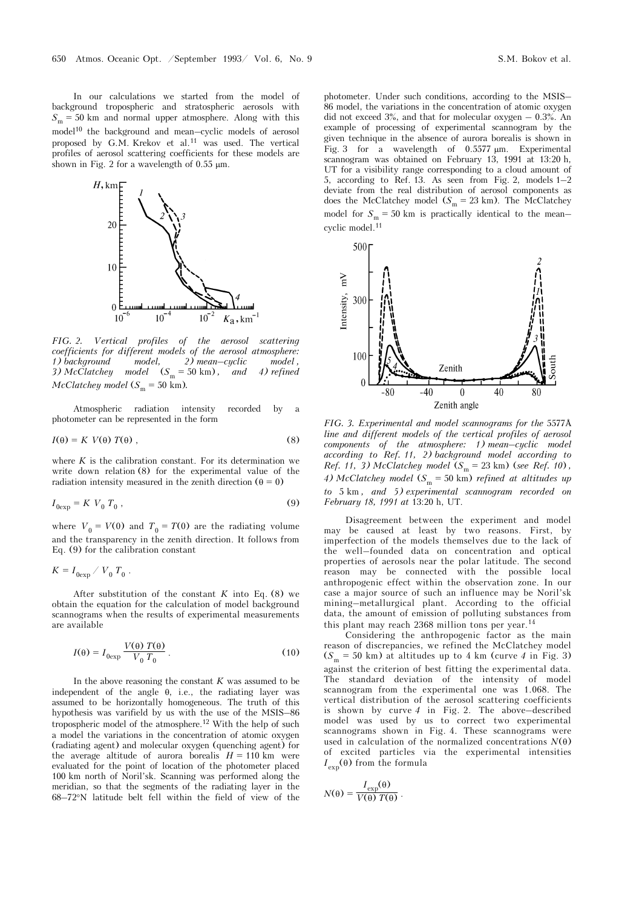In our calculations we started from the model of background tropospheric and stratospheric aerosols with $S_m = 50$ km and normal upper atmosphere. Along with this model[10] the background and mean–cyclic models of aerosol proposed by G.M. Krekov et al.[11] was used. The vertical profiles of aerosol scattering coefficients for these models are shown in Fig. 2 for a wavelength of 0.55 μm.

*FIG. 2. Vertical profiles of the aerosol scattering coefficients for different models of the aerosol atmosphere: 1) background model, 2) mean–cyclic model, 3) McClatchey model ($S_m = 50$ km), and 4) refined McClatchey model ($S_m = 50$ km).*

Atmospheric radiation intensity recorded by a photometer can be represented in the form

$$I(\theta) = K\ V(\theta)\ T(\theta)\ , \tag{8}$$

where $K$ is the calibration constant. For its determination we write down relation (8) for the experimental value of the radiation intensity measured in the zenith direction ($\theta = 0$)

$$I_{0\exp} = K\ V_0\ T_0\ , \tag{9}$$

where $V_0 = V(0)$ and $T_0 = T(0)$ are the radiating volume and the transparency in the zenith direction. It follows from Eq. (9) for the calibration constant

$$K = I_{0\exp}\ /\ V_0\ T_0\ .$$

After substitution of the constant $K$ into Eq. (8) we obtain the equation for the calculation of model background scannograms when the results of experimental measurements are available

$$I(\theta) = I_{0\exp}\ \frac{V(\theta)\ T(\theta)}{V_0\ T_0}\ . \tag{10}$$

In the above reasoning the constant $K$ was assumed to be independent of the angle θ, i.e., the radiating layer was assumed to be horizontally homogeneous. The truth of this hypothesis was varifield by us with the use of the MSIS–86 tropospheric model of the atmosphere.[12] With the help of such a model the variations in the concentration of atomic oxygen (radiating agent) and molecular oxygen (quenching agent) for the average altitude of aurora borealis $H = 110$ km were evaluated for the point of location of the photometer placed 100 km north of Noril'sk. Scanning was performed along the meridian, so that the segments of the radiating layer in the 68–72°N latitude belt fell within the field of view of the photometer. Under such conditions, according to the MSIS–86 model, the variations in the concentration of atomic oxygen did not exceed 3%, and that for molecular oxygen – 0.3%. An example of processing of experimental scannogram by the given technique in the absence of aurora borealis is shown in Fig. 3 for a wavelength of 0.5577 μm. Experimental scannogram was obtained on February 13, 1991 at 13:20 h, UT for a visibility range corresponding to a cloud amount of 5, according to Ref. 13. As seen from Fig. 2, models 1–2 deviate from the real distribution of aerosol components as does the McClatchey model ($S_m = 23$ km). The McClatchey model for $S_m = 50$ km is practically identical to the mean–cyclic model.[11]

*FIG. 3. Experimental and model scannograms for the 5577Å line and different models of the vertical profiles of aerosol components of the atmosphere: 1) mean–cyclic model according to Ref. 11, 2) background model according to Ref. 11, 3) McClatchey model ($S_m = 23$ km) (see Ref. 10), 4) McClatchey model ($S_m = 50$ km) refined at altitudes up to 5 km, and 5) experimental scannogram recorded on February 18, 1991 at 13:20 h, UT.*

Disagreement between the experiment and model may be caused at least by two reasons. First, by imperfection of the models themselves due to the lack of the well–founded data on concentration and optical properties of aerosols near the polar latitude. The second reason may be connected with the possible local anthropogenic effect within the observation zone. In our case a major source of such an influence may be Noril'sk mining–metallurgical plant. According to the official data, the amount of emission of polluting substances from this plant may reach 2368 million tons per year.[14]

Considering the anthropogenic factor as the main reason of discrepancies, we refined the McClatchey model ($S_m = 50$ km) at altitudes up to 4 km (curve *4* in Fig. 3) against the criterion of best fitting the experimental data. The standard deviation of the intensity of model scannogram from the experimental one was 1.068. The vertical distribution of the aerosol scattering coefficients is shown by curve *4* in Fig. 2. The above–described model was used by us to correct two experimental scannograms shown in Fig. 4. These scannograms were used in calculation of the normalized concentrations $N(\theta)$ of excited particles via the experimental intensities $I_{\exp}(\theta)$ from the formula

$$N(\theta) = \frac{I_{\exp}(\theta)}{V(\theta)\ T(\theta)}\ .$$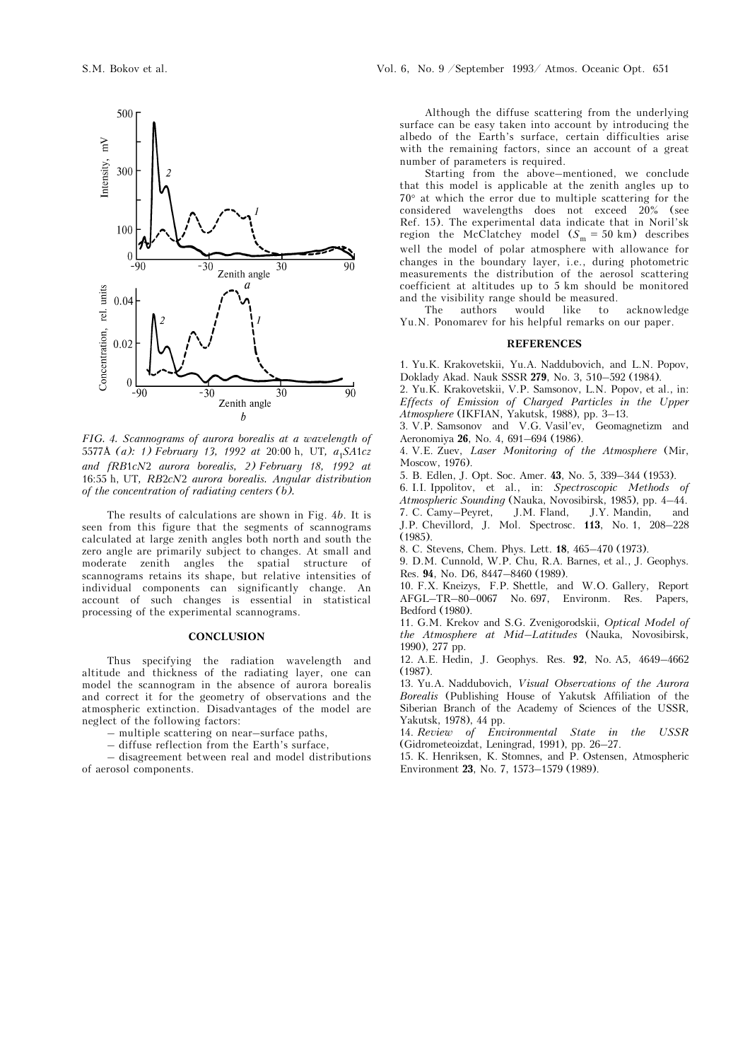500

Intensity, mV

300

2

1

100

0

-90

-30

30

90

Zenith angle

*a*

Concentration, rel. units

0.04

2

1

0.02

0

-90

-30

30

90

Zenith angle

*b*

*FIG. 4. Scannograms of aurora borealis at a wavelength of* 5577Å *(a): 1) February 13, 1992 at* 20:00 h, UT, $a_1SA1cz$ *and fRB1cN2 aurora borealis, 2) February 18, 1992 at* 16:55 h, UT, *RB2cN2 aurora borealis. Angular distribution of the concentration of radiating centers (b).*

The results of calculations are shown in Fig. 4*b*. It is seen from this figure that the segments of scannograms calculated at large zenith angles both north and south the zero angle are primarily subject to changes. At small and moderate zenith angles the spatial structure of scannograms retains its shape, but relative intensities of individual components can significantly change. An account of such changes is essential in statistical processing of the experimental scannograms.

## CONCLUSION

Thus specifying the radiation wavelength and altitude and thickness of the radiating layer, one can model the scannogram in the absence of aurora borealis and correct it for the geometry of observations and the atmospheric extinction. Disadvantages of the model are neglect of the following factors:

– multiple scattering on near–surface paths,

– diffuse reflection from the Earth's surface,

– disagreement between real and model distributions of aerosol components.

Although the diffuse scattering from the underlying surface can be easy taken into account by introducing the albedo of the Earth's surface, certain difficulties arise with the remaining factors, since an account of a great number of parameters is required.

Starting from the above–mentioned, we conclude that this model is applicable at the zenith angles up to 70° at which the error due to multiple scattering for the considered wavelengths does not exceed 20% (see Ref. 15). The experimental data indicate that in Noril'sk region the McClatchey model ($S_m$ = 50 km) describes well the model of polar atmosphere with allowance for changes in the boundary layer, i.e., during photometric measurements the distribution of the aerosol scattering coefficient at altitudes up to 5 km should be monitored and the visibility range should be measured.

The authors would like to acknowledge Yu.N. Ponomarev for his helpful remarks on our paper.

## REFERENCES

1. Yu.K. Krakovetskii, Yu.A. Naddubovich, and L.N. Popov, Doklady Akad. Nauk SSSR **279**, No. 3, 510–592 (1984).
2. Yu.K. Krakovetskii, V.P. Samsonov, L.N. Popov, et al., in: *Effects of Emission of Charged Particles in the Upper Atmosphere* (IKFIAN, Yakutsk, 1988), pp. 3–13.
3. V.P. Samsonov and V.G. Vasil'ev, Geomagnetizm and Aeronomiya **26**, No. 4, 691–694 (1986).
4. V.E. Zuev, *Laser Monitoring of the Atmosphere* (Mir, Moscow, 1976).
5. B. Edlen, J. Opt. Soc. Amer. **43**, No. 5, 339–344 (1953).
6. I.I. Ippolitov, et al., in: *Spectroscopic Methods of Atmospheric Sounding* (Nauka, Novosibirsk, 1985), pp. 4–44.
7. C. Camy–Peyret, J.M. Fland, J.Y. Mandin, and J.P. Chevillord, J. Mol. Spectrosc. **113**, No. 1, 208–228 (1985).
8. C. Stevens, Chem. Phys. Lett. **18**, 465–470 (1973).
9. D.M. Cunnold, W.P. Chu, R.A. Barnes, et al., J. Geophys. Res. **94**, No. D6, 8447–8460 (1989).
10. F.X. Kneizys, F.P. Shettle, and W.O. Gallery, Report AFGL–TR–80–0067 No. 697, Environm. Res. Papers, Bedford (1980).
11. G.M. Krekov and S.G. Zvenigorodskii, *Optical Model of the Atmosphere at Mid–Latitudes* (Nauka, Novosibirsk, 1990), 277 pp.
12. A.E. Hedin, J. Geophys. Res. **92**, No. A5, 4649–4662 (1987).
13. Yu.A. Naddubovich, *Visual Observations of the Aurora Borealis* (Publishing House of Yakutsk Affiliation of the Siberian Branch of the Academy of Sciences of the USSR, Yakutsk, 1978), 44 pp.
14. *Review of Environmental State in the USSR* (Gidrometeoizdat, Leningrad, 1991), pp. 26–27.
15. K. Henriksen, K. Stomnes, and P. Ostensen, Atmospheric Environment **23**, No. 7, 1573–1579 (1989).